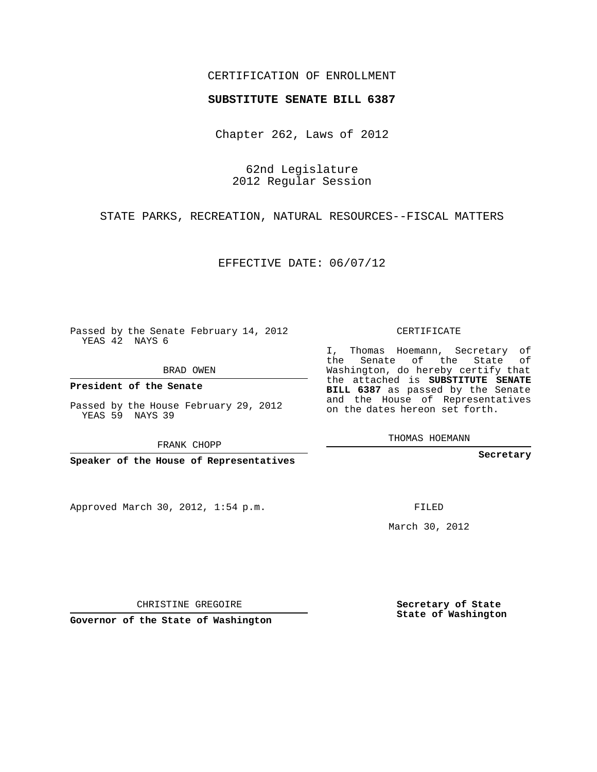CERTIFICATION OF ENROLLMENT

**SUBSTITUTE SENATE BILL 6387**

Chapter 262, Laws of 2012

62nd Legislature
2012 Regular Session

STATE PARKS, RECREATION, NATURAL RESOURCES--FISCAL MATTERS

EFFECTIVE DATE: 06/07/12

Passed by the Senate February 14, 2012
YEAS 42 NAYS 6

BRAD OWEN

**President of the Senate**

Passed by the House February 29, 2012
YEAS 59 NAYS 39

FRANK CHOPP

**Speaker of the House of Representatives**

Approved March 30, 2012, 1:54 p.m.

CHRISTINE GREGOIRE

**Governor of the State of Washington**

CERTIFICATE

I, Thomas Hoemann, Secretary of the Senate of the State of Washington, do hereby certify that the attached is **SUBSTITUTE SENATE BILL 6387** as passed by the Senate and the House of Representatives on the dates hereon set forth.

THOMAS HOEMANN

**Secretary**

FILED

March 30, 2012

**Secretary of State**
**State of Washington**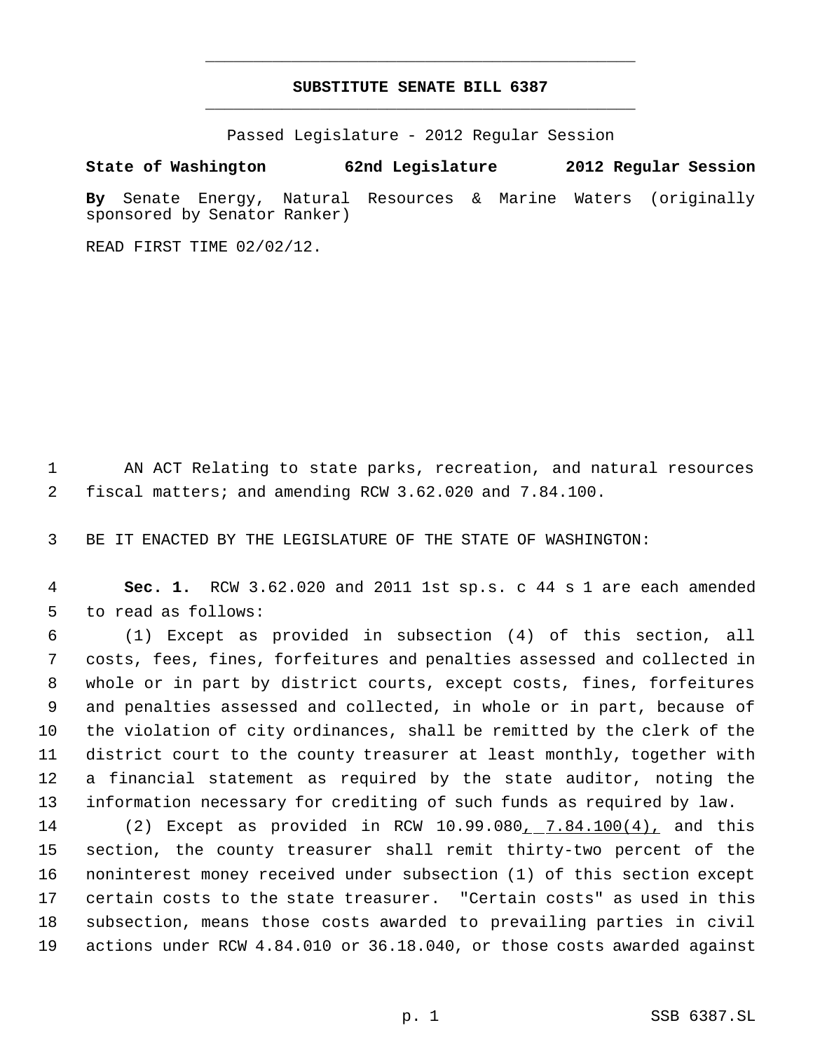# SUBSTITUTE SENATE BILL 6387

Passed Legislature - 2012 Regular Session

**State of Washington 62nd Legislature 2012 Regular Session**

**By** Senate Energy, Natural Resources & Marine Waters (originally sponsored by Senator Ranker)

READ FIRST TIME 02/02/12.

1 AN ACT Relating to state parks, recreation, and natural resources
2 fiscal matters; and amending RCW 3.62.020 and 7.84.100.

3 BE IT ENACTED BY THE LEGISLATURE OF THE STATE OF WASHINGTON:

4 **Sec. 1.** RCW 3.62.020 and 2011 1st sp.s. c 44 s 1 are each amended
5 to read as follows:

6 (1) Except as provided in subsection (4) of this section, all
7 costs, fees, fines, forfeitures and penalties assessed and collected in
8 whole or in part by district courts, except costs, fines, forfeitures
9 and penalties assessed and collected, in whole or in part, because of
10 the violation of city ordinances, shall be remitted by the clerk of the
11 district court to the county treasurer at least monthly, together with
12 a financial statement as required by the state auditor, noting the
13 information necessary for crediting of such funds as required by law.

14 (2) Except as provided in RCW 10.99.080<u>, 7.84.100(4),</u> and this
15 section, the county treasurer shall remit thirty-two percent of the
16 noninterest money received under subsection (1) of this section except
17 certain costs to the state treasurer. "Certain costs" as used in this
18 subsection, means those costs awarded to prevailing parties in civil
19 actions under RCW 4.84.010 or 36.18.040, or those costs awarded against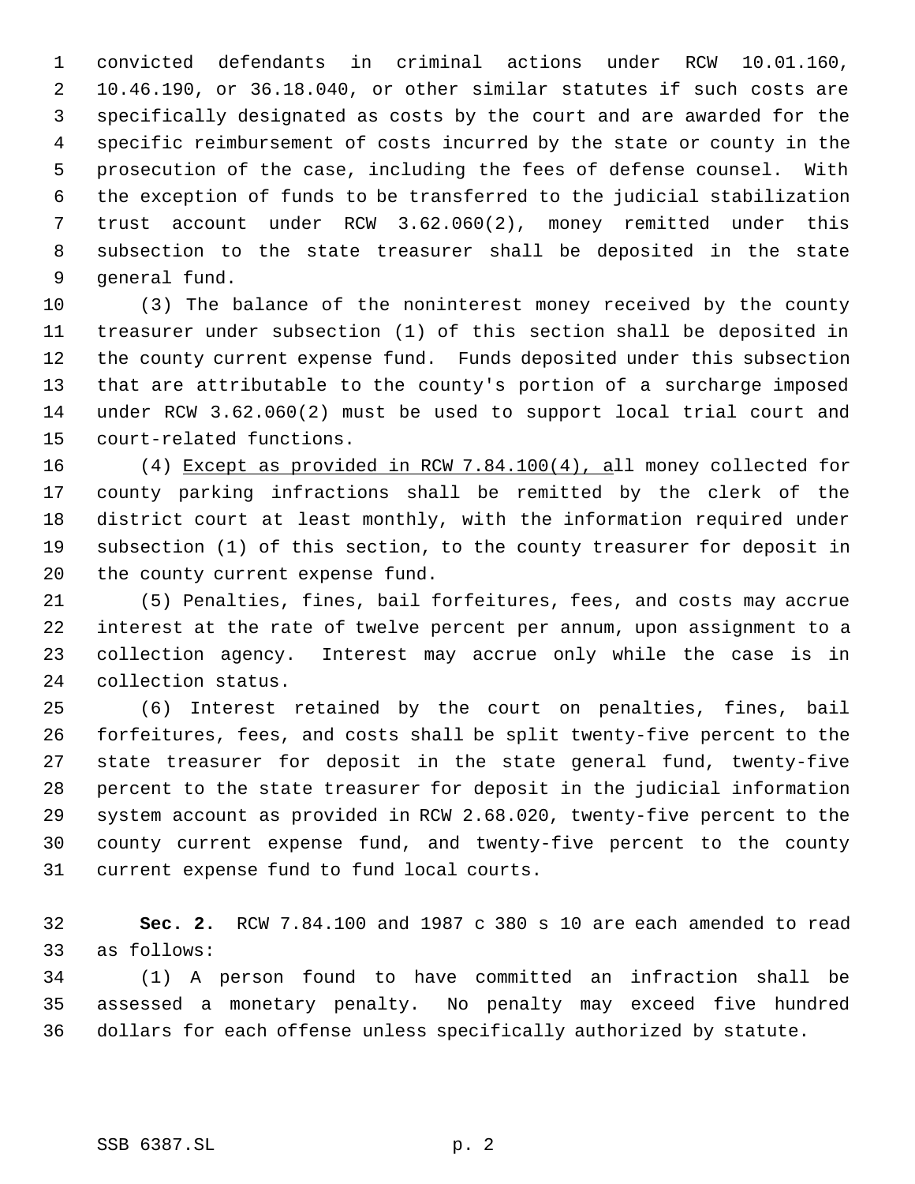convicted defendants in criminal actions under RCW 10.01.160, 10.46.190, or 36.18.040, or other similar statutes if such costs are specifically designated as costs by the court and are awarded for the specific reimbursement of costs incurred by the state or county in the prosecution of the case, including the fees of defense counsel. With the exception of funds to be transferred to the judicial stabilization trust account under RCW 3.62.060(2), money remitted under this subsection to the state treasurer shall be deposited in the state general fund.

(3) The balance of the noninterest money received by the county treasurer under subsection (1) of this section shall be deposited in the county current expense fund. Funds deposited under this subsection that are attributable to the county's portion of a surcharge imposed under RCW 3.62.060(2) must be used to support local trial court and court-related functions.

(4) <u>Except as provided in RCW 7.84.100(4), a</u>ll money collected for county parking infractions shall be remitted by the clerk of the district court at least monthly, with the information required under subsection (1) of this section, to the county treasurer for deposit in the county current expense fund.

(5) Penalties, fines, bail forfeitures, fees, and costs may accrue interest at the rate of twelve percent per annum, upon assignment to a collection agency. Interest may accrue only while the case is in collection status.

(6) Interest retained by the court on penalties, fines, bail forfeitures, fees, and costs shall be split twenty-five percent to the state treasurer for deposit in the state general fund, twenty-five percent to the state treasurer for deposit in the judicial information system account as provided in RCW 2.68.020, twenty-five percent to the county current expense fund, and twenty-five percent to the county current expense fund to fund local courts.

**Sec. 2.** RCW 7.84.100 and 1987 c 380 s 10 are each amended to read as follows:

(1) A person found to have committed an infraction shall be assessed a monetary penalty. No penalty may exceed five hundred dollars for each offense unless specifically authorized by statute.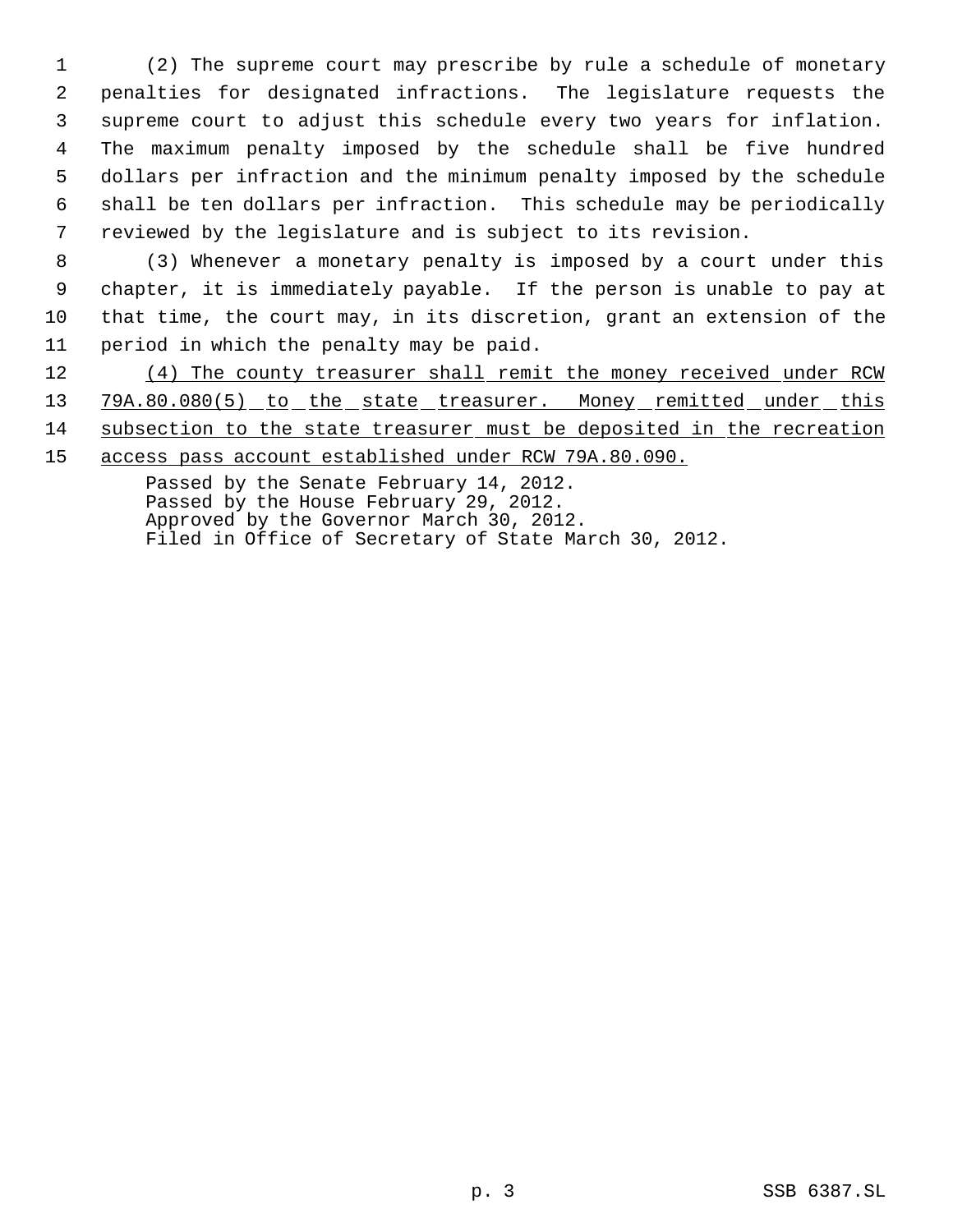(2) The supreme court may prescribe by rule a schedule of monetary penalties for designated infractions. The legislature requests the supreme court to adjust this schedule every two years for inflation. The maximum penalty imposed by the schedule shall be five hundred dollars per infraction and the minimum penalty imposed by the schedule shall be ten dollars per infraction. This schedule may be periodically reviewed by the legislature and is subject to its revision.

(3) Whenever a monetary penalty is imposed by a court under this chapter, it is immediately payable. If the person is unable to pay at that time, the court may, in its discretion, grant an extension of the period in which the penalty may be paid.

<u>(4) The county treasurer shall remit the money received under RCW 79A.80.080(5) to the state treasurer. Money remitted under this subsection to the state treasurer must be deposited in the recreation access pass account established under RCW 79A.80.090.</u>

Passed by the Senate February 14, 2012.
Passed by the House February 29, 2012.
Approved by the Governor March 30, 2012.
Filed in Office of Secretary of State March 30, 2012.